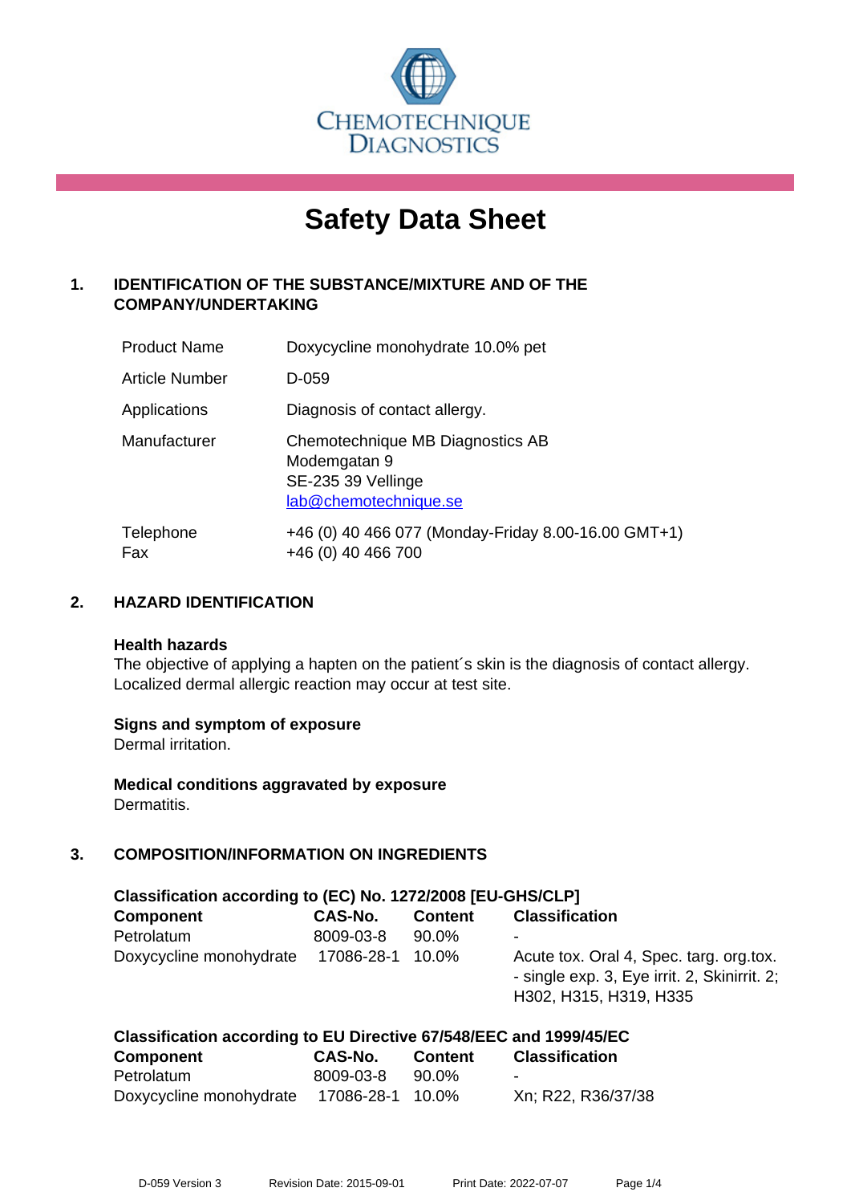CHEMOTECHNIQUE DIAGNOSTICS

# Safety Data Sheet

## 1. IDENTIFICATION OF THE SUBSTANCE/MIXTURE AND OF THE COMPANY/UNDERTAKING

| | |
|---|---|
| Product Name | Doxycycline monohydrate 10.0% pet |
| Article Number | D-059 |
| Applications | Diagnosis of contact allergy. |
| Manufacturer | Chemotechnique MB Diagnostics AB<br>Modemgatan 9<br>SE-235 39 Vellinge<br>lab@chemotechnique.se |
| Telephone<br>Fax | +46 (0) 40 466 077 (Monday-Friday 8.00-16.00 GMT+1)<br>+46 (0) 40 466 700 |

## 2. HAZARD IDENTIFICATION

**Health hazards**

The objective of applying a hapten on the patient´s skin is the diagnosis of contact allergy. Localized dermal allergic reaction may occur at test site.

**Signs and symptom of exposure**

Dermal irritation.

**Medical conditions aggravated by exposure**

Dermatitis.

## 3. COMPOSITION/INFORMATION ON INGREDIENTS

**Classification according to (EC) No. 1272/2008 [EU-GHS/CLP]**

| Component | CAS-No. | Content | Classification |
|---|---|---|---|
| Petrolatum | 8009-03-8 | 90.0% | - |
| Doxycycline monohydrate | 17086-28-1 | 10.0% | Acute tox. Oral 4, Spec. targ. org.tox. - single exp. 3, Eye irrit. 2, Skinirrit. 2; H302, H315, H319, H335 |

**Classification according to EU Directive 67/548/EEC and 1999/45/EC**

| Component | CAS-No. | Content | Classification |
|---|---|---|---|
| Petrolatum | 8009-03-8 | 90.0% | - |
| Doxycycline monohydrate | 17086-28-1 | 10.0% | Xn; R22, R36/37/38 |

D-059 Version 3 Revision Date: 2015-09-01 Print Date: 2022-07-07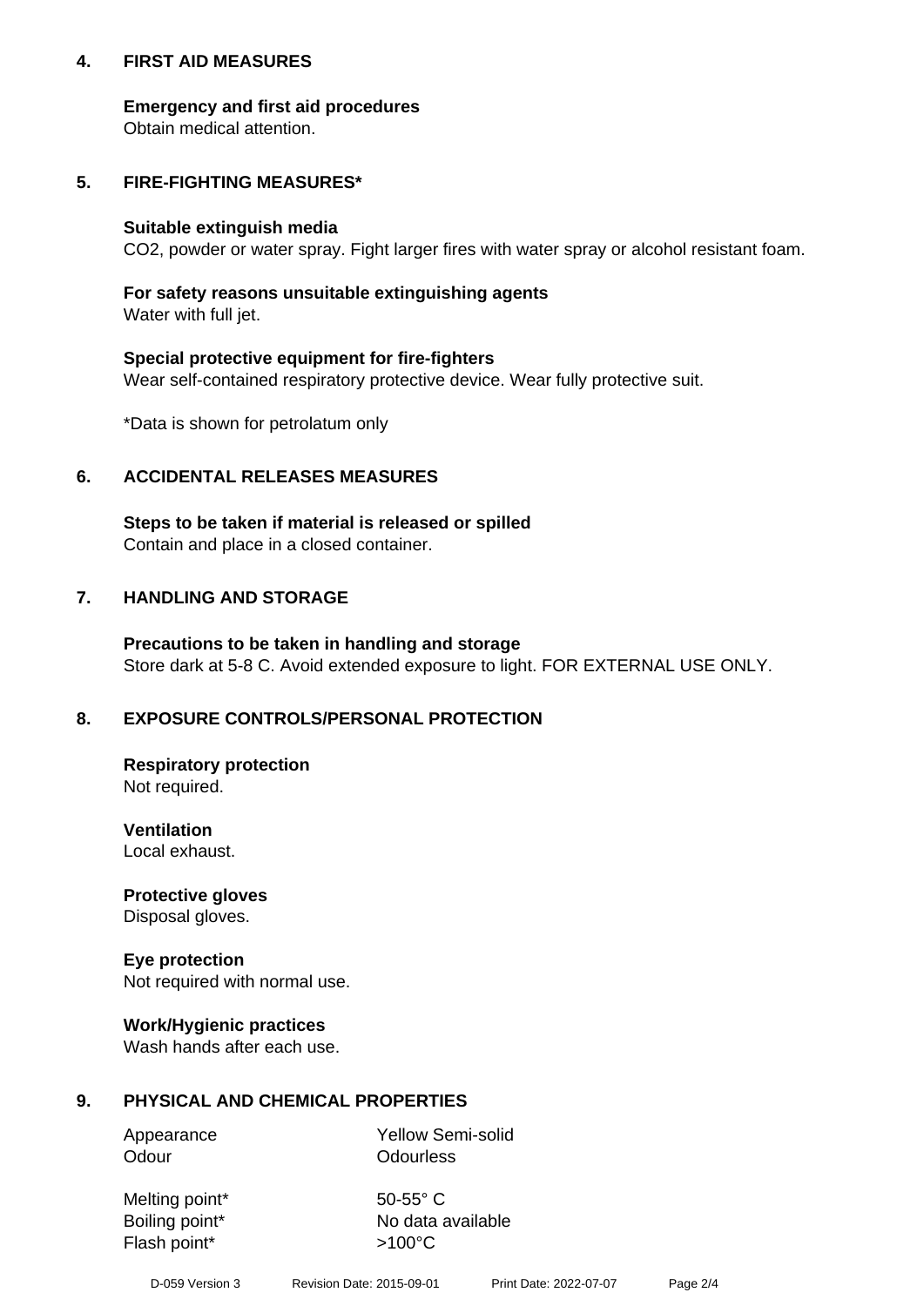## 4. FIRST AID MEASURES

**Emergency and first aid procedures**
Obtain medical attention.

## 5. FIRE-FIGHTING MEASURES*

**Suitable extinguish media**
$CO_2$, powder or water spray. Fight larger fires with water spray or alcohol resistant foam.

**For safety reasons unsuitable extinguishing agents**
Water with full jet.

**Special protective equipment for fire-fighters**
Wear self-contained respiratory protective device. Wear fully protective suit.

*Data is shown for petrolatum only

## 6. ACCIDENTAL RELEASES MEASURES

**Steps to be taken if material is released or spilled**
Contain and place in a closed container.

## 7. HANDLING AND STORAGE

**Precautions to be taken in handling and storage**
Store dark at 5-8 C. Avoid extended exposure to light. FOR EXTERNAL USE ONLY.

## 8. EXPOSURE CONTROLS/PERSONAL PROTECTION

**Respiratory protection**
Not required.

**Ventilation**
Local exhaust.

**Protective gloves**
Disposal gloves.

**Eye protection**
Not required with normal use.

**Work/Hygienic practices**
Wash hands after each use.

## 9. PHYSICAL AND CHEMICAL PROPERTIES

| | |
|---|---|
| Appearance | Yellow Semi-solid |
| Odour | Odourless |
| Melting point* | 50-55° C |
| Boiling point* | No data available |
| Flash point* | >100°C |

D-059 Version 3 Revision Date: 2015-09-01 Print Date: 2022-07-07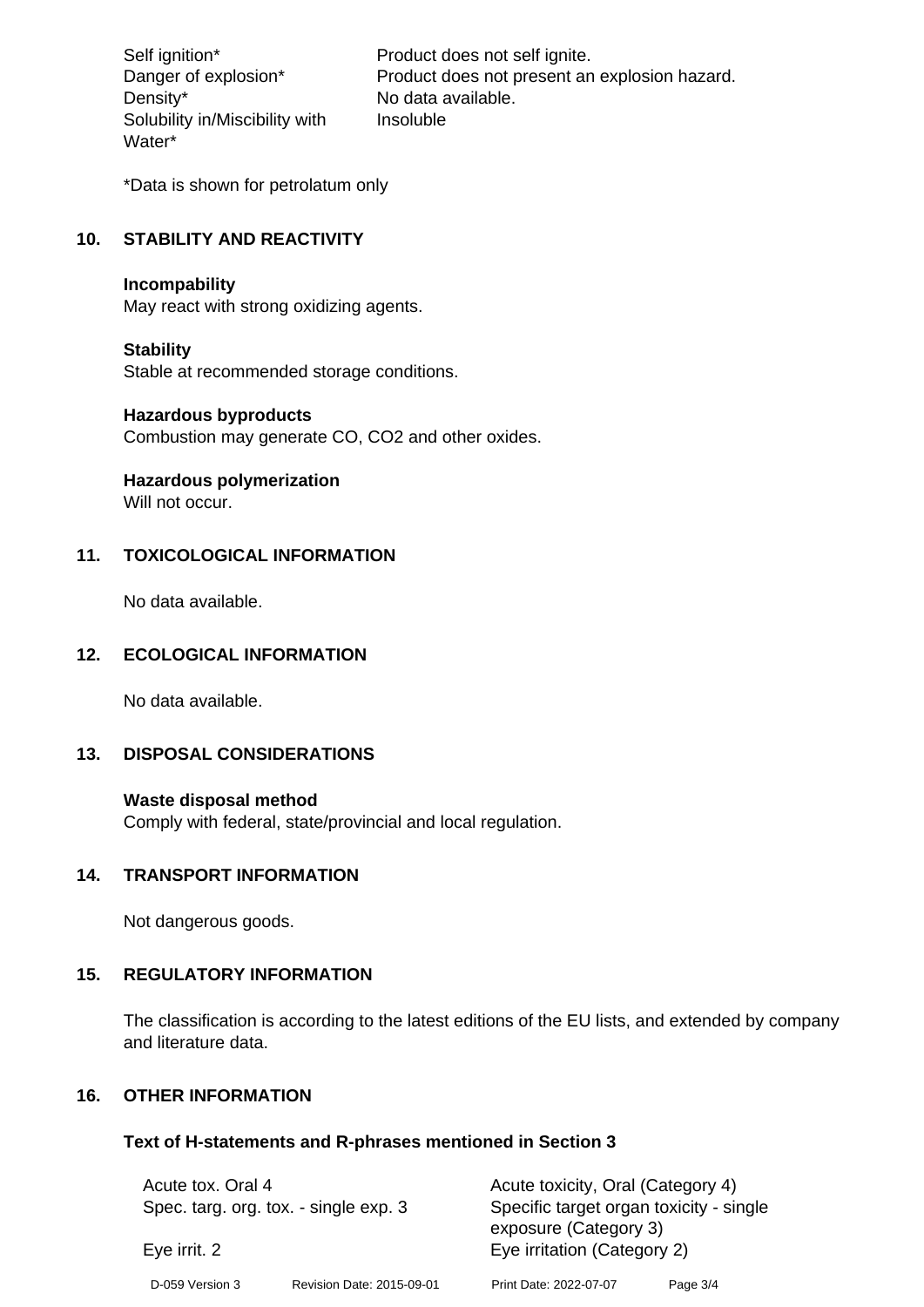| | |
|---|---|
| Self ignition* | Product does not self ignite. |
| Danger of explosion* | Product does not present an explosion hazard. |
| Density* | No data available. |
| Solubility in/Miscibility with Water* | Insoluble |

*Data is shown for petrolatum only

## 10. STABILITY AND REACTIVITY

**Incompability**
May react with strong oxidizing agents.

**Stability**
Stable at recommended storage conditions.

**Hazardous byproducts**
Combustion may generate CO, $CO_2$ and other oxides.

**Hazardous polymerization**
Will not occur.

## 11. TOXICOLOGICAL INFORMATION

No data available.

## 12. ECOLOGICAL INFORMATION

No data available.

## 13. DISPOSAL CONSIDERATIONS

**Waste disposal method**
Comply with federal, state/provincial and local regulation.

## 14. TRANSPORT INFORMATION

Not dangerous goods.

## 15. REGULATORY INFORMATION

The classification is according to the latest editions of the EU lists, and extended by company and literature data.

## 16. OTHER INFORMATION

**Text of H-statements and R-phrases mentioned in Section 3**

| | |
|---|---|
| Acute tox. Oral 4 | Acute toxicity, Oral (Category 4) |
| Spec. targ. org. tox. - single exp. 3 | Specific target organ toxicity - single exposure (Category 3) |
| Eye irrit. 2 | Eye irritation (Category 2) |

D-059 Version 3 Revision Date: 2015-09-01 Print Date: 2022-07-07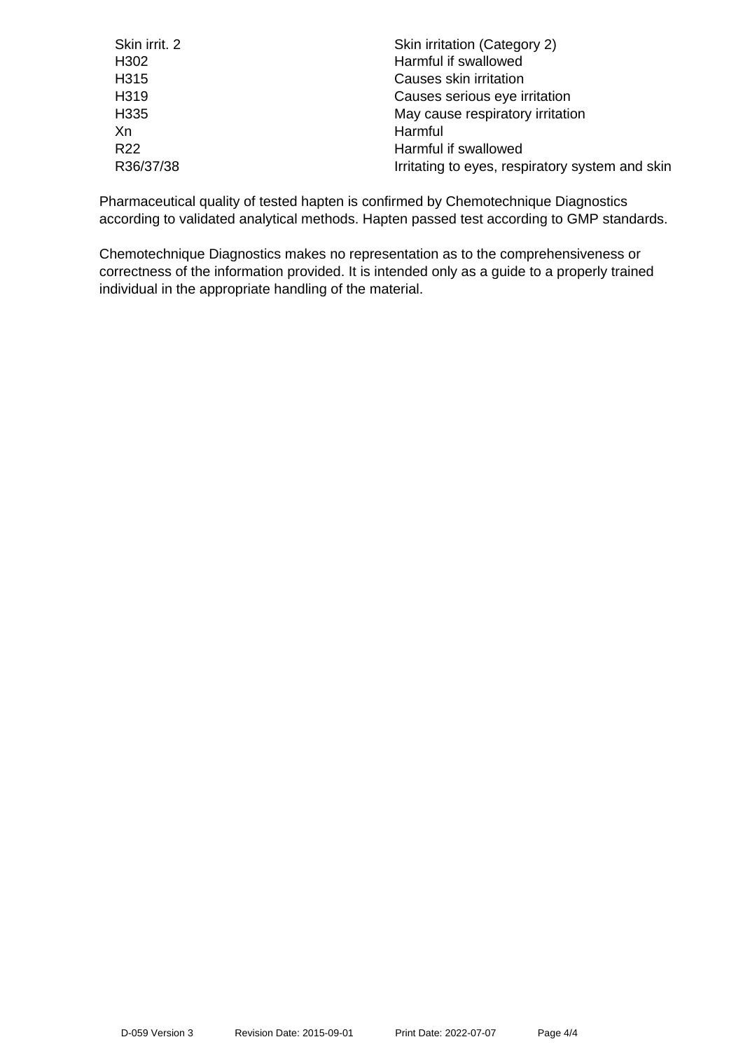| | |
|---|---|
| Skin irrit. 2 | Skin irritation (Category 2) |
| H302 | Harmful if swallowed |
| H315 | Causes skin irritation |
| H319 | Causes serious eye irritation |
| H335 | May cause respiratory irritation |
| Xn | Harmful |
| R22 | Harmful if swallowed |
| R36/37/38 | Irritating to eyes, respiratory system and skin |

Pharmaceutical quality of tested hapten is confirmed by Chemotechnique Diagnostics according to validated analytical methods. Hapten passed test according to GMP standards.

Chemotechnique Diagnostics makes no representation as to the comprehensiveness or correctness of the information provided. It is intended only as a guide to a properly trained individual in the appropriate handling of the material.